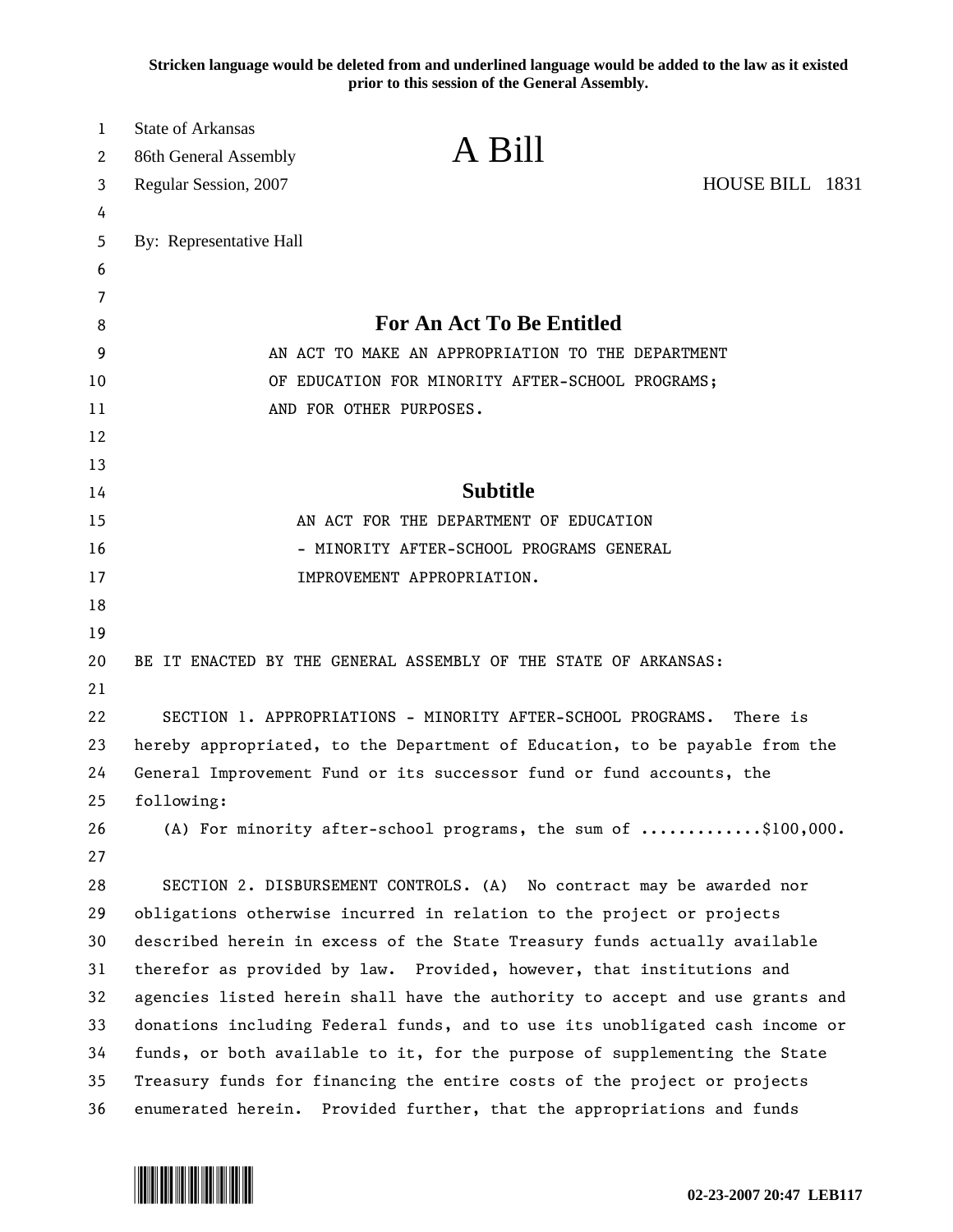**Stricken language would be deleted from and underlined language would be added to the law as it existed prior to this session of the General Assembly.**

State of Arkansas
86th General Assembly
Regular Session, 2007

# A Bill

HOUSE BILL 1831

By: Representative Hall

## For An Act To Be Entitled

AN ACT TO MAKE AN APPROPRIATION TO THE DEPARTMENT OF EDUCATION FOR MINORITY AFTER-SCHOOL PROGRAMS; AND FOR OTHER PURPOSES.

## Subtitle

AN ACT FOR THE DEPARTMENT OF EDUCATION - MINORITY AFTER-SCHOOL PROGRAMS GENERAL IMPROVEMENT APPROPRIATION.

BE IT ENACTED BY THE GENERAL ASSEMBLY OF THE STATE OF ARKANSAS:

SECTION 1. APPROPRIATIONS - MINORITY AFTER-SCHOOL PROGRAMS. There is hereby appropriated, to the Department of Education, to be payable from the General Improvement Fund or its successor fund or fund accounts, the following:

(A) For minority after-school programs, the sum of .............$100,000.

SECTION 2. DISBURSEMENT CONTROLS. (A) No contract may be awarded nor obligations otherwise incurred in relation to the project or projects described herein in excess of the State Treasury funds actually available therefor as provided by law. Provided, however, that institutions and agencies listed herein shall have the authority to accept and use grants and donations including Federal funds, and to use its unobligated cash income or funds, or both available to it, for the purpose of supplementing the State Treasury funds for financing the entire costs of the project or projects enumerated herein. Provided further, that the appropriations and funds

02-23-2007 20:47 LEB117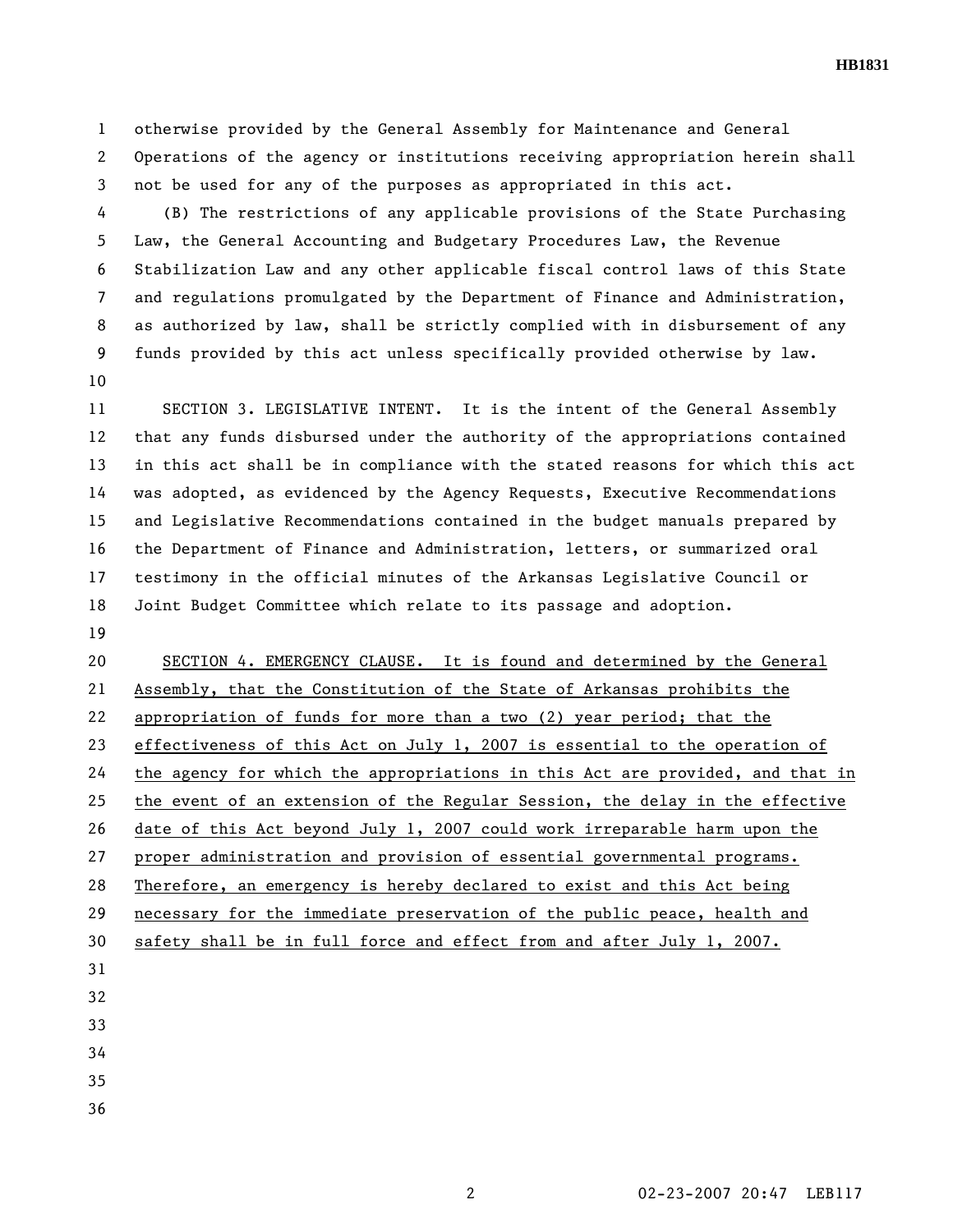otherwise provided by the General Assembly for Maintenance and General Operations of the agency or institutions receiving appropriation herein shall not be used for any of the purposes as appropriated in this act.

(B) The restrictions of any applicable provisions of the State Purchasing Law, the General Accounting and Budgetary Procedures Law, the Revenue Stabilization Law and any other applicable fiscal control laws of this State and regulations promulgated by the Department of Finance and Administration, as authorized by law, shall be strictly complied with in disbursement of any funds provided by this act unless specifically provided otherwise by law.

SECTION 3. LEGISLATIVE INTENT. It is the intent of the General Assembly that any funds disbursed under the authority of the appropriations contained in this act shall be in compliance with the stated reasons for which this act was adopted, as evidenced by the Agency Requests, Executive Recommendations and Legislative Recommendations contained in the budget manuals prepared by the Department of Finance and Administration, letters, or summarized oral testimony in the official minutes of the Arkansas Legislative Council or Joint Budget Committee which relate to its passage and adoption.

SECTION 4. EMERGENCY CLAUSE. It is found and determined by the General Assembly, that the Constitution of the State of Arkansas prohibits the appropriation of funds for more than a two (2) year period; that the effectiveness of this Act on July 1, 2007 is essential to the operation of the agency for which the appropriations in this Act are provided, and that in the event of an extension of the Regular Session, the delay in the effective date of this Act beyond July 1, 2007 could work irreparable harm upon the proper administration and provision of essential governmental programs. Therefore, an emergency is hereby declared to exist and this Act being necessary for the immediate preservation of the public peace, health and safety shall be in full force and effect from and after July 1, 2007.